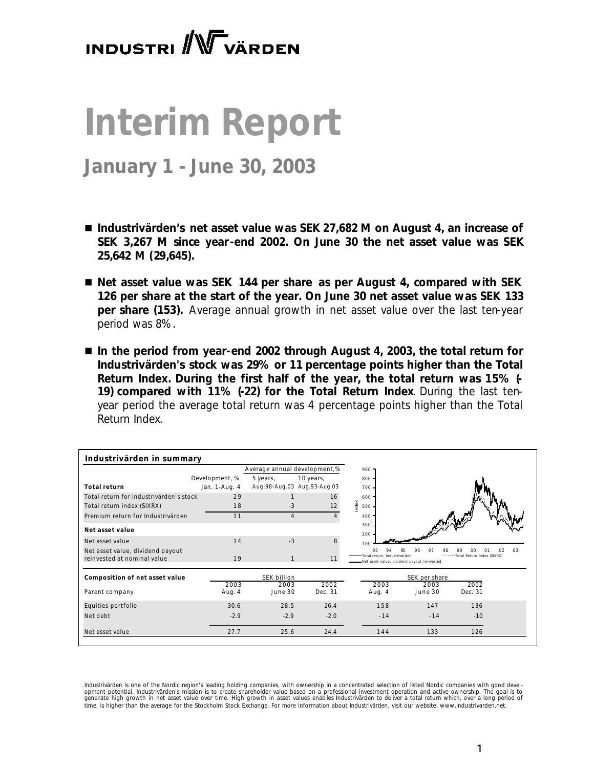# Interim Report

## January 1 - June 30, 2003

- **Industrivärden's net asset value was SEK 27,682 M on August 4, an increase of SEK 3,267 M since year-end 2002. On June 30 the net asset value was SEK 25,642 M (29,645).**

- **Net asset value was SEK 144 per share as per August 4, compared with SEK 126 per share at the start of the year. On June 30 net asset value was SEK 133 per share (153).** Average annual growth in net asset value over the last ten-year period was 8%.

- **In the period from year-end 2002 through August 4, 2003, the total return for Industrivärden's stock was 29% or 11 percentage points higher than the Total Return Index. During the first half of the year, the total return was 15% (-19) compared with 11% (-22) for the Total Return Index**. During the last ten-year period the average total return was 4 percentage points higher than the Total Return Index.

**Industrivärden in summary**

| | Development, % | Average annual development, % | |
|---|---|---|---|
| | | 5 years, | 10 years, |
| **Total return** | Jan. 1-Aug. 4 | Aug.98-Aug.03 | Aug.93-Aug.03 |
| Total return for Industrivärden's stock | 29 | 1 | 16 |
| Total return index (SIXRX) | 18 | -3 | 12 |
| Premium return for Industrivärden | 11 | 4 | 4 |
| **Net asset value** | | | |
| Net asset value | 14 | -3 | 8 |
| Net asset value, dividend payout reinvested at nominal value | 19 | 1 | 11 |

| **Composition of net asset value** | SEK billion | | | SEK per share | | |
|---|---|---|---|---|---|---|
| | 2003 | 2003 | 2002 | 2003 | 2003 | 2002 |
| Parent company | Aug. 4 | June 30 | Dec. 31 | Aug. 4 | June 30 | Dec. 31 |
| Equities portfolio | 30.6 | 28.5 | 26.4 | 158 | 147 | 136 |
| Net debt | -2.9 | -2.9 | -2.0 | -14 | -14 | -10 |
| Net asset value | 27.7 | 25.6 | 24.4 | 144 | 133 | 126 |

Industrivärden is one of the Nordic region's leading holding companies, with ownership in a concentrated selection of listed Nordic companies with good development potential. Industrivärden's mission is to create shareholder value based on a professional investment operation and active ownership. The goal is to generate high growth in net asset value over time. High growth in asset values enables Industrivärden to deliver a total return which, over a long period of time, is higher than the average for the Stockholm Stock Exchange. For more information about Industrivärden, visit our website: www.industrivarden.net.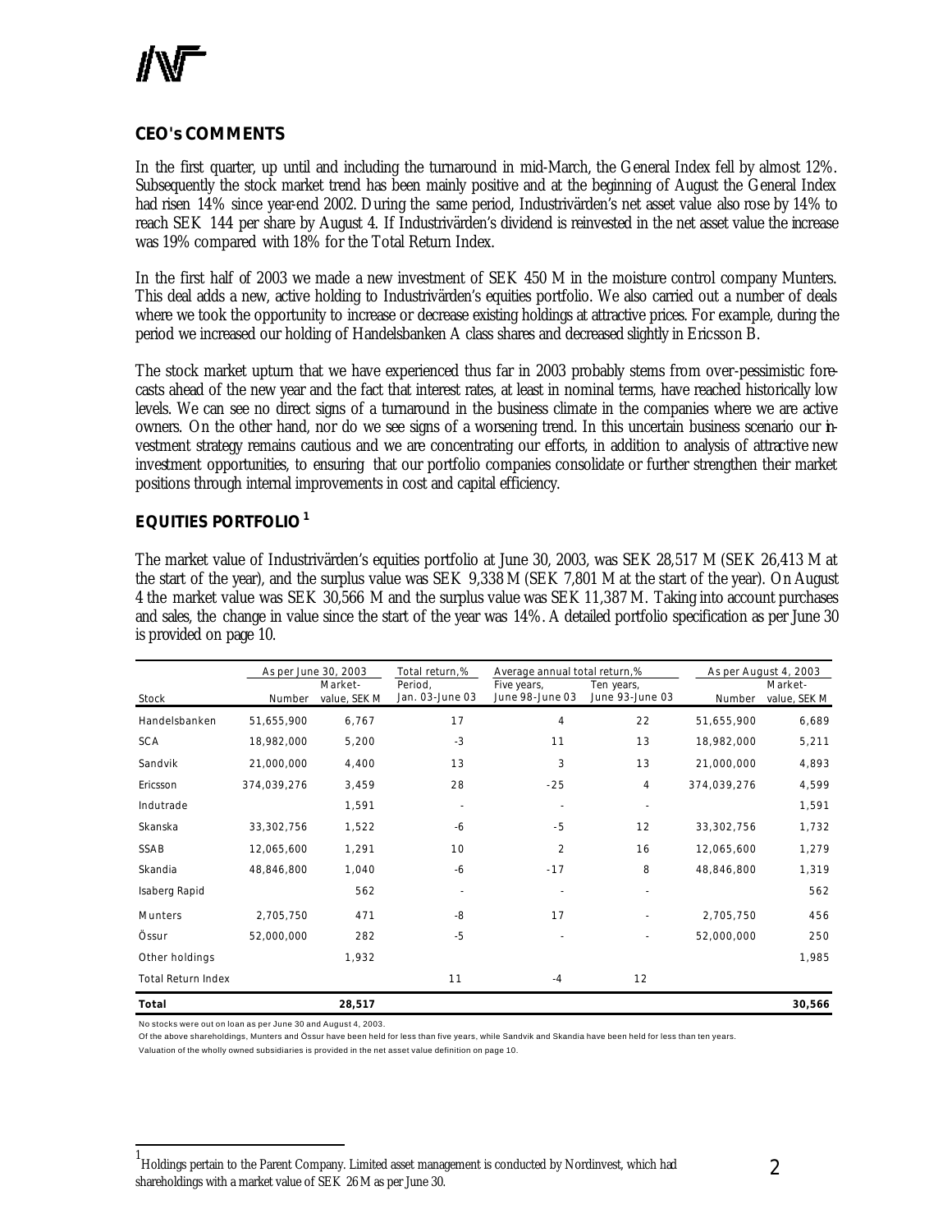## CEO's COMMENTS

In the first quarter, up until and including the turnaround in mid-March, the General Index fell by almost 12%. Subsequently the stock market trend has been mainly positive and at the beginning of August the General Index had risen 14% since year-end 2002. During the same period, Industrivärden's net asset value also rose by 14% to reach SEK 144 per share by August 4. If Industrivärden's dividend is reinvested in the net asset value the increase was 19% compared with 18% for the Total Return Index.

In the first half of 2003 we made a new investment of SEK 450 M in the moisture control company Munters. This deal adds a new, active holding to Industrivärden's equities portfolio. We also carried out a number of deals where we took the opportunity to increase or decrease existing holdings at attractive prices. For example, during the period we increased our holding of Handelsbanken A class shares and decreased slightly in Ericsson B.

The stock market upturn that we have experienced thus far in 2003 probably stems from over-pessimistic forecasts ahead of the new year and the fact that interest rates, at least in nominal terms, have reached historically low levels. We can see no direct signs of a turnaround in the business climate in the companies where we are active owners. On the other hand, nor do we see signs of a worsening trend. In this uncertain business scenario our investment strategy remains cautious and we are concentrating our efforts, in addition to analysis of attractive new investment opportunities, to ensuring that our portfolio companies consolidate or further strengthen their market positions through internal improvements in cost and capital efficiency.

## EQUITIES PORTFOLIO [1]

The market value of Industrivärden's equities portfolio at June 30, 2003, was SEK 28,517 M (SEK 26,413 M at the start of the year), and the surplus value was SEK 9,338 M (SEK 7,801 M at the start of the year). On August 4 the market value was SEK 30,566 M and the surplus value was SEK 11,387 M. Taking into account purchases and sales, the change in value since the start of the year was 14%. A detailed portfolio specification as per June 30 is provided on page 10.

| | As per June 30, 2003 | | Total return,% | Average annual total return,% | | As per August 4, 2003 | |
|---|---|---|---|---|---|---|---|
| Stock | Number | Market-value, SEK M | Period, Jan. 03-June 03 | Five years, June 98-June 03 | Ten years, June 93-June 03 | Number | Market-value, SEK M |
| Handelsbanken | 51,655,900 | 6,767 | 17 | 4 | 22 | 51,655,900 | 6,689 |
| SCA | 18,982,000 | 5,200 | -3 | 11 | 13 | 18,982,000 | 5,211 |
| Sandvik | 21,000,000 | 4,400 | 13 | 3 | 13 | 21,000,000 | 4,893 |
| Ericsson | 374,039,276 | 3,459 | 28 | -25 | 4 | 374,039,276 | 4,599 |
| Indutrade | | 1,591 | - | - | - | | 1,591 |
| Skanska | 33,302,756 | 1,522 | -6 | -5 | 12 | 33,302,756 | 1,732 |
| SSAB | 12,065,600 | 1,291 | 10 | 2 | 16 | 12,065,600 | 1,279 |
| Skandia | 48,846,800 | 1,040 | -6 | -17 | 8 | 48,846,800 | 1,319 |
| Isaberg Rapid | | 562 | - | - | - | | 562 |
| Munters | 2,705,750 | 471 | -8 | 17 | - | 2,705,750 | 456 |
| Össur | 52,000,000 | 282 | -5 | - | - | 52,000,000 | 250 |
| Other holdings | | 1,932 | | | | | 1,985 |
| Total Return Index | | | 11 | -4 | 12 | | |
| **Total** | | **28,517** | | | | | **30,566** |

No stocks were out on loan as per June 30 and August 4, 2003.

Of the above shareholdings, Munters and Össur have been held for less than five years, while Sandvik and Skandia have been held for less than ten years.

Valuation of the wholly owned subsidiaries is provided in the net asset value definition on page 10.

[1] Holdings pertain to the Parent Company. Limited asset management is conducted by Nordinvest, which had shareholdings with a market value of SEK 26 M as per June 30.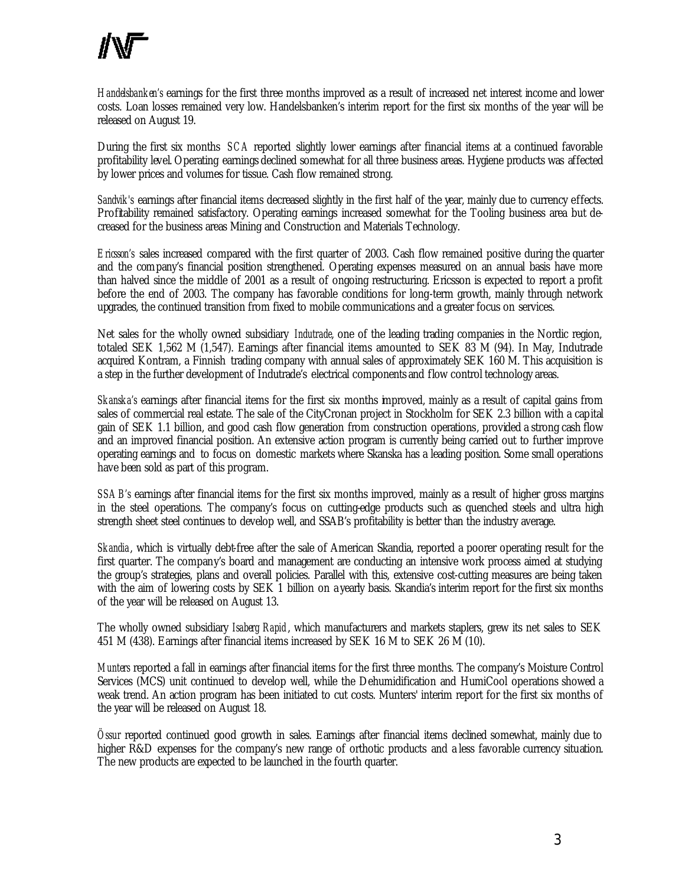*Handelsbanken's* earnings for the first three months improved as a result of increased net interest income and lower costs. Loan losses remained very low. Handelsbanken's interim report for the first six months of the year will be released on August 19.

During the first six months *SCA* reported slightly lower earnings after financial items at a continued favorable profitability level. Operating earnings declined somewhat for all three business areas. Hygiene products was affected by lower prices and volumes for tissue. Cash flow remained strong.

*Sandvik's* earnings after financial items decreased slightly in the first half of the year, mainly due to currency effects. Profitability remained satisfactory. Operating earnings increased somewhat for the Tooling business area but decreased for the business areas Mining and Construction and Materials Technology.

*Ericsson's* sales increased compared with the first quarter of 2003. Cash flow remained positive during the quarter and the company's financial position strengthened. Operating expenses measured on an annual basis have more than halved since the middle of 2001 as a result of ongoing restructuring. Ericsson is expected to report a profit before the end of 2003. The company has favorable conditions for long-term growth, mainly through network upgrades, the continued transition from fixed to mobile communications and a greater focus on services.

Net sales for the wholly owned subsidiary *Indutrade*, one of the leading trading companies in the Nordic region, totaled SEK 1,562 M (1,547). Earnings after financial items amounted to SEK 83 M (94). In May, Indutrade acquired Kontram, a Finnish trading company with annual sales of approximately SEK 160 M. This acquisition is a step in the further development of Indutrade's electrical components and flow control technology areas.

*Skanska's* earnings after financial items for the first six months improved, mainly as a result of capital gains from sales of commercial real estate. The sale of the CityCronan project in Stockholm for SEK 2.3 billion with a capital gain of SEK 1.1 billion, and good cash flow generation from construction operations, provided a strong cash flow and an improved financial position. An extensive action program is currently being carried out to further improve operating earnings and to focus on domestic markets where Skanska has a leading position. Some small operations have been sold as part of this program.

*SSAB's* earnings after financial items for the first six months improved, mainly as a result of higher gross margins in the steel operations. The company's focus on cutting-edge products such as quenched steels and ultra high strength sheet steel continues to develop well, and SSAB's profitability is better than the industry average.

*Skandia*, which is virtually debt-free after the sale of American Skandia, reported a poorer operating result for the first quarter. The company's board and management are conducting an intensive work process aimed at studying the group's strategies, plans and overall policies. Parallel with this, extensive cost-cutting measures are being taken with the aim of lowering costs by SEK 1 billion on a yearly basis. Skandia's interim report for the first six months of the year will be released on August 13.

The wholly owned subsidiary *Isaberg Rapid*, which manufacturers and markets staplers, grew its net sales to SEK 451 M (438). Earnings after financial items increased by SEK 16 M to SEK 26 M (10).

*Munters* reported a fall in earnings after financial items for the first three months. The company's Moisture Control Services (MCS) unit continued to develop well, while the Dehumidification and HumiCool operations showed a weak trend. An action program has been initiated to cut costs. Munters' interim report for the first six months of the year will be released on August 18.

*Össur* reported continued good growth in sales. Earnings after financial items declined somewhat, mainly due to higher R&D expenses for the company's new range of orthotic products and a less favorable currency situation. The new products are expected to be launched in the fourth quarter.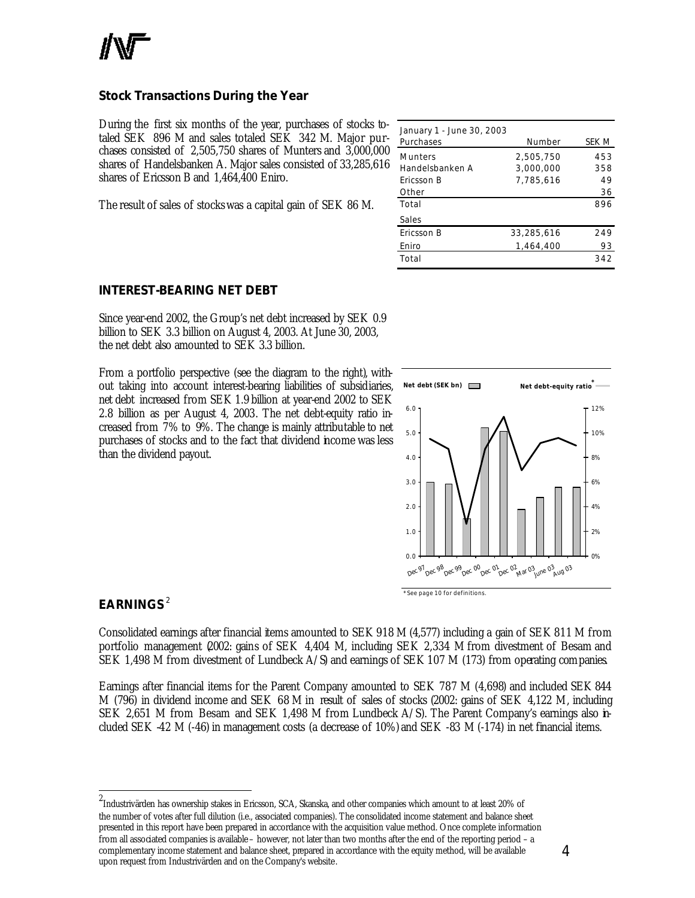## Stock Transactions During the Year

During the first six months of the year, purchases of stocks totaled SEK 896 M and sales totaled SEK 342 M. Major purchases consisted of 2,505,750 shares of Munters and 3,000,000 shares of Handelsbanken A. Major sales consisted of 33,285,616 shares of Ericsson B and 1,464,400 Eniro.

The result of sales of stocks was a capital gain of SEK 86 M.

| January 1 - June 30, 2003 Purchases | Number | SEK M |
|---|---|---|
| Munters | 2,505,750 | 453 |
| Handelsbanken A | 3,000,000 | 358 |
| Ericsson B | 7,785,616 | 49 |
| Other | | 36 |
| Total | | 896 |
| Sales | | |
| Ericsson B | 33,285,616 | 249 |
| Eniro | 1,464,400 | 93 |
| Total | | 342 |

## INTEREST-BEARING NET DEBT

Since year-end 2002, the Group's net debt increased by SEK 0.9 billion to SEK 3.3 billion on August 4, 2003. At June 30, 2003, the net debt also amounted to SEK 3.3 billion.

From a portfolio perspective (see the diagram to the right), without taking into account interest-bearing liabilities of subsidiaries, net debt increased from SEK 1.9 billion at year-end 2002 to SEK 2.8 billion as per August 4, 2003. The net debt-equity ratio increased from 7% to 9%. The change is mainly attributable to net purchases of stocks and to the fact that dividend income was less than the dividend payout.

Net debt (SEK bn) / Net debt-equity ratio*

*See page 10 for definitions.

## EARNINGS[2]

Consolidated earnings after financial items amounted to SEK 918 M (4,577) including a gain of SEK 811 M from portfolio management (2002: gains of SEK 4,404 M, including SEK 2,334 M from divestment of Besam and SEK 1,498 M from divestment of Lundbeck A/S) and earnings of SEK 107 M (173) from operating companies.

Earnings after financial items for the Parent Company amounted to SEK 787 M (4,698) and included SEK 844 M (796) in dividend income and SEK 68 M in result of sales of stocks (2002: gains of SEK 4,122 M, including SEK 2,651 M from Besam and SEK 1,498 M from Lundbeck A/S). The Parent Company's earnings also included SEK -42 M (-46) in management costs (a decrease of 10%) and SEK -83 M (-174) in net financial items.

[2] Industrivärden has ownership stakes in Ericsson, SCA, Skanska, and other companies which amount to at least 20% of the number of votes after full dilution (i.e., associated companies). The consolidated income statement and balance sheet presented in this report have been prepared in accordance with the acquisition value method. Once complete information from all associated companies is available – however, not later than two months after the end of the reporting period – a complementary income statement and balance sheet, prepared in accordance with the equity method, will be available upon request from Industrivärden and on the Company's website.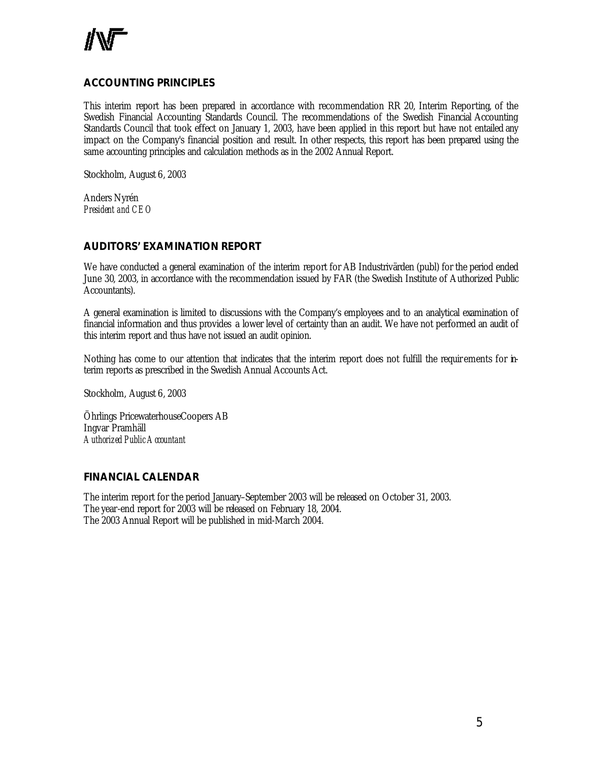## ACCOUNTING PRINCIPLES

This interim report has been prepared in accordance with recommendation RR 20, Interim Reporting, of the Swedish Financial Accounting Standards Council. The recommendations of the Swedish Financial Accounting Standards Council that took effect on January 1, 2003, have been applied in this report but have not entailed any impact on the Company's financial position and result. In other respects, this report has been prepared using the same accounting principles and calculation methods as in the 2002 Annual Report.

Stockholm, August 6, 2003

Anders Nyrén
*President and CEO*

## AUDITORS' EXAMINATION REPORT

We have conducted a general examination of the interim report for AB Industrivärden (publ) for the period ended June 30, 2003, in accordance with the recommendation issued by FAR (the Swedish Institute of Authorized Public Accountants).

A general examination is limited to discussions with the Company's employees and to an analytical examination of financial information and thus provides a lower level of certainty than an audit. We have not performed an audit of this interim report and thus have not issued an audit opinion.

Nothing has come to our attention that indicates that the interim report does not fulfill the requirements for interim reports as prescribed in the Swedish Annual Accounts Act.

Stockholm, August 6, 2003

Öhrlings PricewaterhouseCoopers AB
Ingvar Pramhäll
*Authorized Public Accountant*

## FINANCIAL CALENDAR

The interim report for the period January–September 2003 will be released on October 31, 2003.
The year-end report for 2003 will be released on February 18, 2004.
The 2003 Annual Report will be published in mid-March 2004.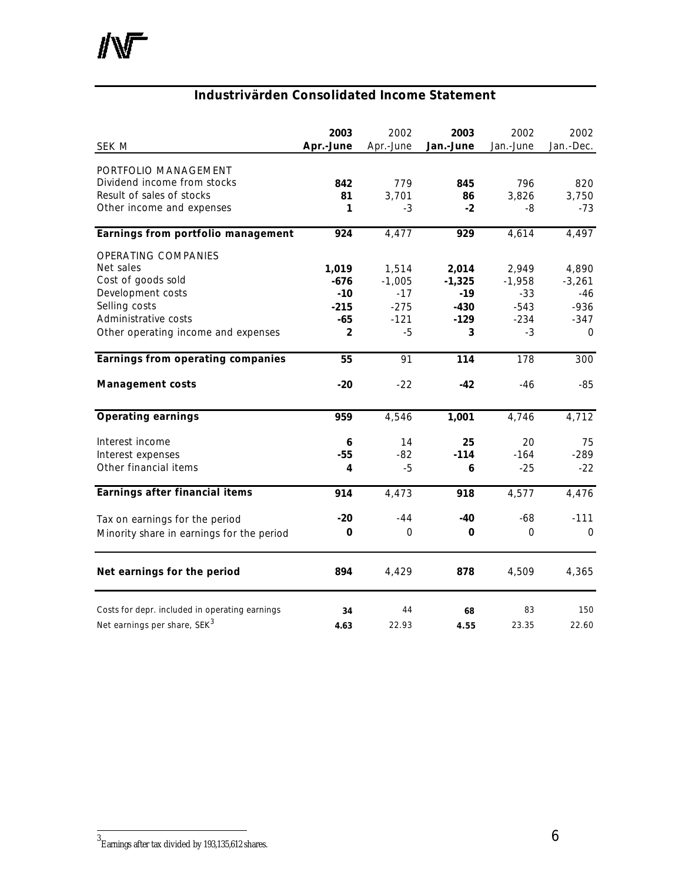## Industrivärden Consolidated Income Statement

| SEK M | 2003 Apr.-June | 2002 Apr.-June | 2003 Jan.-June | 2002 Jan.-June | 2002 Jan.-Dec. |
|---|---|---|---|---|---|
| PORTFOLIO MANAGEMENT | | | | | |
| Dividend income from stocks | **842** | 779 | **845** | 796 | 820 |
| Result of sales of stocks | **81** | 3,701 | **86** | 3,826 | 3,750 |
| Other income and expenses | **1** | -3 | **-2** | -8 | -73 |
| **Earnings from portfolio management** | **924** | 4,477 | **929** | 4,614 | 4,497 |
| OPERATING COMPANIES | | | | | |
| Net sales | **1,019** | 1,514 | **2,014** | 2,949 | 4,890 |
| Cost of goods sold | **-676** | -1,005 | **-1,325** | -1,958 | -3,261 |
| Development costs | **-10** | -17 | **-19** | -33 | -46 |
| Selling costs | **-215** | -275 | **-430** | -543 | -936 |
| Administrative costs | **-65** | -121 | **-129** | -234 | -347 |
| Other operating income and expenses | **2** | -5 | **3** | -3 | 0 |
| **Earnings from operating companies** | **55** | 91 | **114** | 178 | 300 |
| **Management costs** | **-20** | -22 | **-42** | -46 | -85 |
| **Operating earnings** | **959** | 4,546 | **1,001** | 4,746 | 4,712 |
| Interest income | **6** | 14 | **25** | 20 | 75 |
| Interest expenses | **-55** | -82 | **-114** | -164 | -289 |
| Other financial items | **4** | -5 | **6** | -25 | -22 |
| **Earnings after financial items** | **914** | 4,473 | **918** | 4,577 | 4,476 |
| Tax on earnings for the period | **-20** | -44 | **-40** | -68 | -111 |
| Minority share in earnings for the period | **0** | 0 | **0** | 0 | 0 |
| **Net earnings for the period** | **894** | 4,429 | **878** | 4,509 | 4,365 |
| Costs for depr. included in operating earnings | **34** | 44 | **68** | 83 | 150 |
| Net earnings per share, SEK[3] | **4.63** | 22.93 | **4.55** | 23.35 | 22.60 |

[3] Earnings after tax divided by 193,135,612 shares.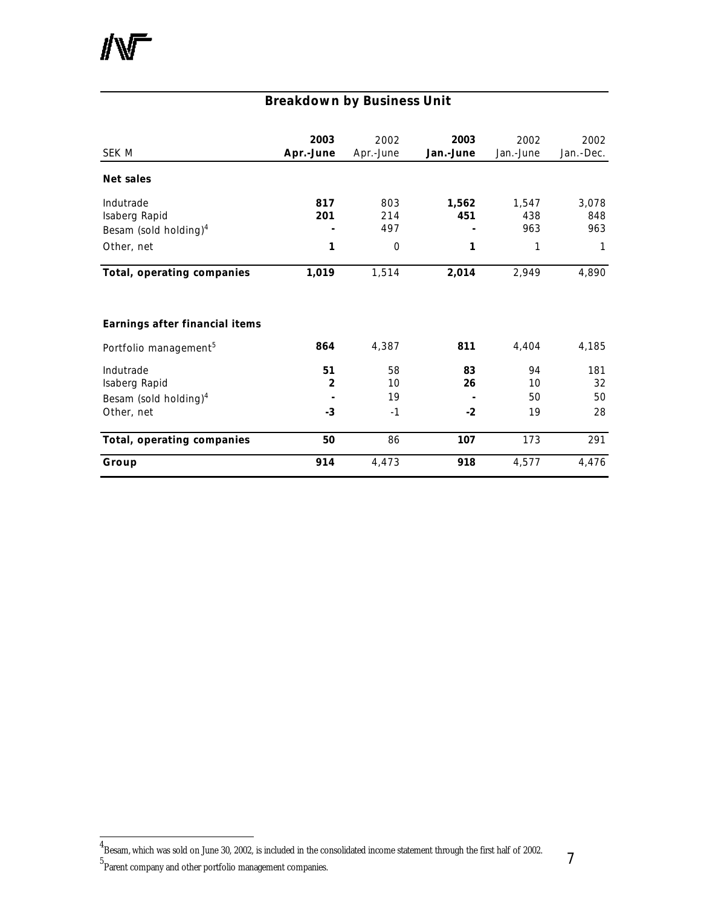## Breakdown by Business Unit

| SEK M | 2003 Apr.-June | 2002 Apr.-June | 2003 Jan.-June | 2002 Jan.-June | 2002 Jan.-Dec. |
|---|---|---|---|---|---|
| **Net sales** | | | | | |
| Indutrade | **817** | 803 | **1,562** | 1,547 | 3,078 |
| Isaberg Rapid | **201** | 214 | **451** | 438 | 848 |
| Besam (sold holding)[4] | **-** | 497 | **-** | 963 | 963 |
| Other, net | **1** | 0 | **1** | 1 | 1 |
| **Total, operating companies** | **1,019** | 1,514 | **2,014** | 2,949 | 4,890 |
| | | | | | |
| **Earnings after financial items** | | | | | |
| Portfolio management[5] | **864** | 4,387 | **811** | 4,404 | 4,185 |
| Indutrade | **51** | 58 | **83** | 94 | 181 |
| Isaberg Rapid | **2** | 10 | **26** | 10 | 32 |
| Besam (sold holding)[4] | **-** | 19 | **-** | 50 | 50 |
| Other, net | **-3** | -1 | **-2** | 19 | 28 |
| **Total, operating companies** | **50** | 86 | **107** | 173 | 291 |
| **Group** | **914** | 4,473 | **918** | 4,577 | 4,476 |

[4] Besam, which was sold on June 30, 2002, is included in the consolidated income statement through the first half of 2002.

[5] Parent company and other portfolio management companies.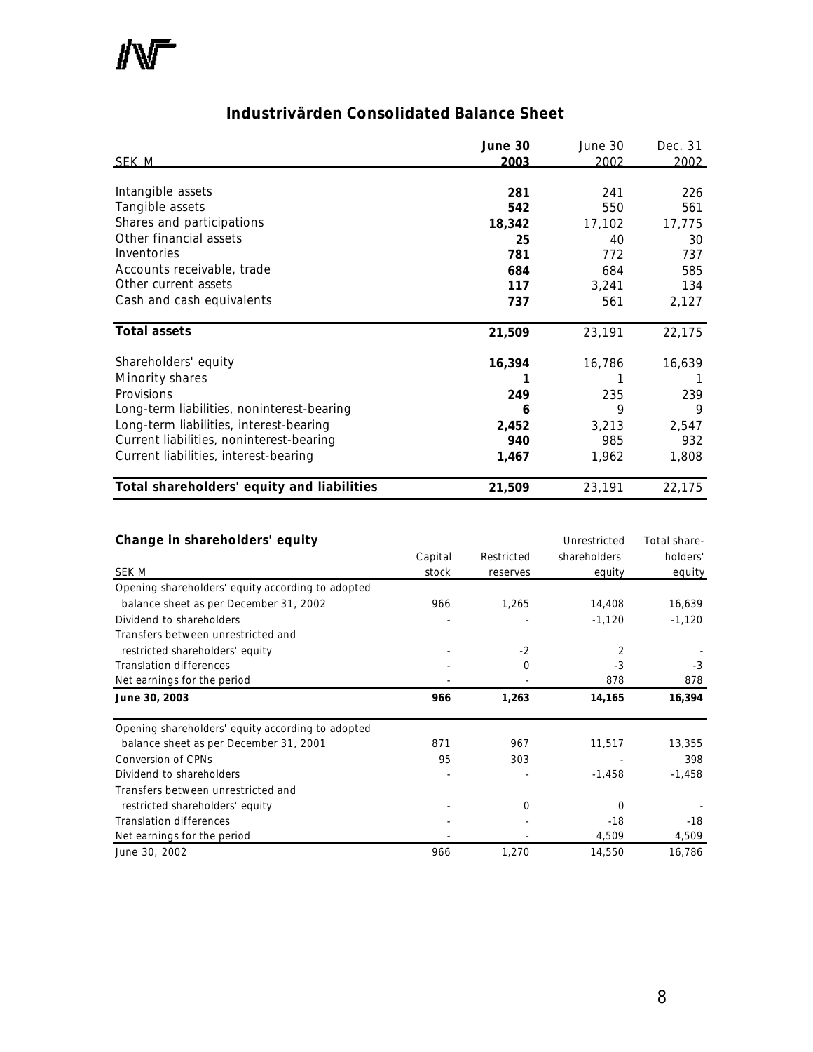## Industrivärden Consolidated Balance Sheet

| SEK M | **June 30 2003** | June 30 2002 | Dec. 31 2002 |
|---|---|---|---|
| Intangible assets | **281** | 241 | 226 |
| Tangible assets | **542** | 550 | 561 |
| Shares and participations | **18,342** | 17,102 | 17,775 |
| Other financial assets | **25** | 40 | 30 |
| Inventories | **781** | 772 | 737 |
| Accounts receivable, trade | **684** | 684 | 585 |
| Other current assets | **117** | 3,241 | 134 |
| Cash and cash equivalents | **737** | 561 | 2,127 |
| **Total assets** | **21,509** | 23,191 | 22,175 |
| Shareholders' equity | **16,394** | 16,786 | 16,639 |
| Minority shares | **1** | 1 | 1 |
| Provisions | **249** | 235 | 239 |
| Long-term liabilities, noninterest-bearing | **6** | 9 | 9 |
| Long-term liabilities, interest-bearing | **2,452** | 3,213 | 2,547 |
| Current liabilities, noninterest-bearing | **940** | 985 | 932 |
| Current liabilities, interest-bearing | **1,467** | 1,962 | 1,808 |
| **Total shareholders' equity and liabilities** | **21,509** | 23,191 | 22,175 |

**Change in shareholders' equity**

| SEK M | Capital stock | Restricted reserves | Unrestricted shareholders' equity | Total shareholders' equity |
|---|---|---|---|---|
| Opening shareholders' equity according to adopted balance sheet as per December 31, 2002 | 966 | 1,265 | 14,408 | 16,639 |
| Dividend to shareholders | - | - | -1,120 | -1,120 |
| Transfers between unrestricted and restricted shareholders' equity | - | -2 | 2 | - |
| Translation differences | - | 0 | -3 | -3 |
| Net earnings for the period | - | - | 878 | 878 |
| **June 30, 2003** | **966** | **1,263** | **14,165** | **16,394** |
| Opening shareholders' equity according to adopted balance sheet as per December 31, 2001 | 871 | 967 | 11,517 | 13,355 |
| Conversion of CPNs | 95 | 303 | - | 398 |
| Dividend to shareholders | - | - | -1,458 | -1,458 |
| Transfers between unrestricted and restricted shareholders' equity | - | 0 | 0 | - |
| Translation differences | - | - | -18 | -18 |
| Net earnings for the period | - | - | 4,509 | 4,509 |
| June 30, 2002 | 966 | 1,270 | 14,550 | 16,786 |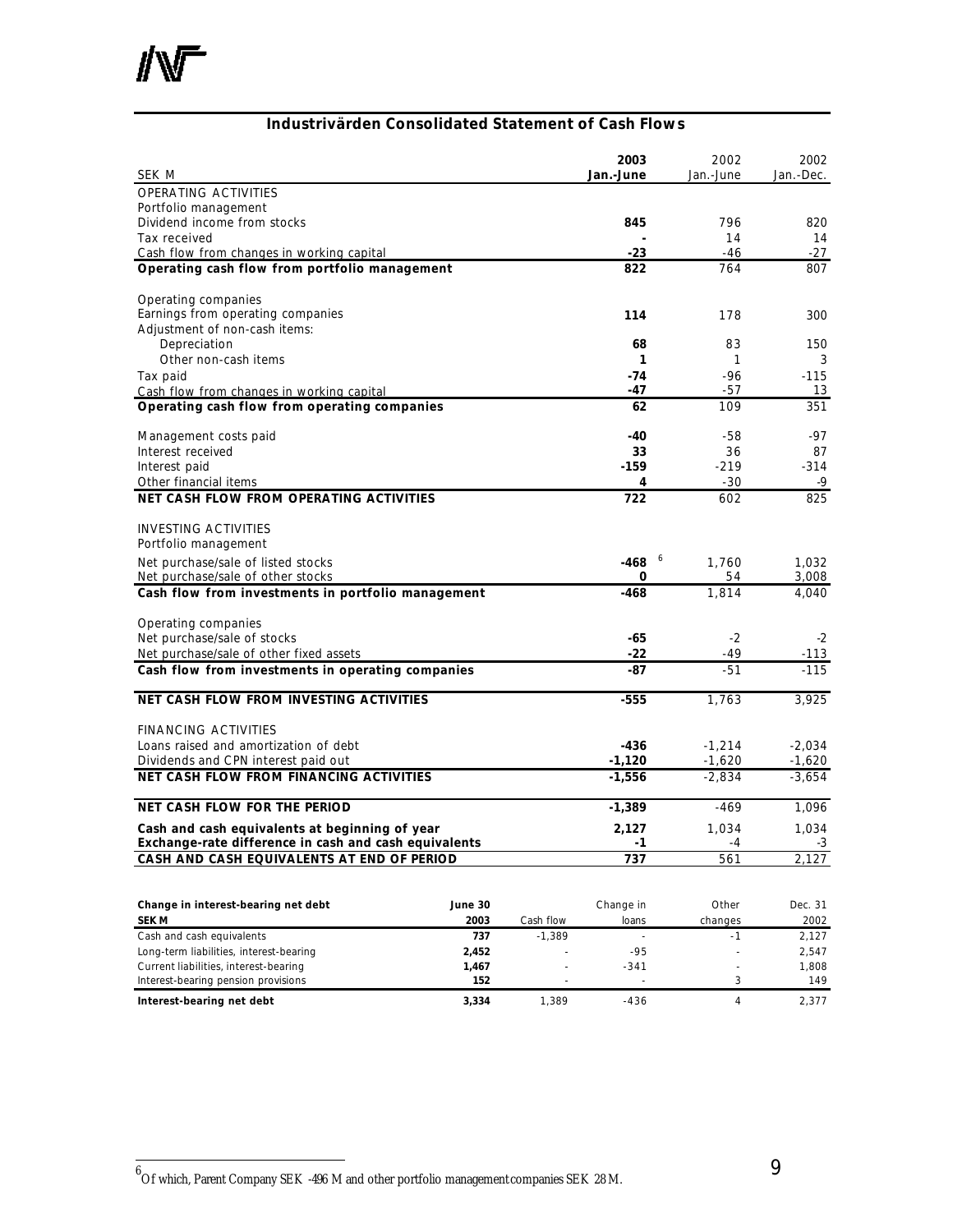## Industrivärden Consolidated Statement of Cash Flows

| SEK M | 2003 Jan.-June | 2002 Jan.-June | 2002 Jan.-Dec. |
|---|---|---|---|
| OPERATING ACTIVITIES | | | |
| Portfolio management | | | |
| Dividend income from stocks | **845** | 796 | 820 |
| Tax received | **-** | 14 | 14 |
| Cash flow from changes in working capital | **-23** | -46 | -27 |
| **Operating cash flow from portfolio management** | **822** | 764 | 807 |
| | | | |
| Operating companies | | | |
| Earnings from operating companies | **114** | 178 | 300 |
| Adjustment of non-cash items: | | | |
| Depreciation | **68** | 83 | 150 |
| Other non-cash items | **1** | 1 | 3 |
| Tax paid | **-74** | -96 | -115 |
| Cash flow from changes in working capital | **-47** | -57 | 13 |
| **Operating cash flow from operating companies** | **62** | 109 | 351 |
| | | | |
| Management costs paid | **-40** | -58 | -97 |
| Interest received | **33** | 36 | 87 |
| Interest paid | **-159** | -219 | -314 |
| Other financial items | **4** | -30 | -9 |
| **NET CASH FLOW FROM OPERATING ACTIVITIES** | **722** | 602 | 825 |
| | | | |
| INVESTING ACTIVITIES | | | |
| Portfolio management | | | |
| Net purchase/sale of listed stocks | **-468** [6] | 1,760 | 1,032 |
| Net purchase/sale of other stocks | **0** | 54 | 3,008 |
| **Cash flow from investments in portfolio management** | **-468** | 1,814 | 4,040 |
| | | | |
| Operating companies | | | |
| Net purchase/sale of stocks | **-65** | -2 | -2 |
| Net purchase/sale of other fixed assets | **-22** | -49 | -113 |
| **Cash flow from investments in operating companies** | **-87** | -51 | -115 |
| | | | |
| **NET CASH FLOW FROM INVESTING ACTIVITIES** | **-555** | 1,763 | 3,925 |
| | | | |
| FINANCING ACTIVITIES | | | |
| Loans raised and amortization of debt | **-436** | -1,214 | -2,034 |
| Dividends and CPN interest paid out | **-1,120** | -1,620 | -1,620 |
| **NET CASH FLOW FROM FINANCING ACTIVITIES** | **-1,556** | -2,834 | -3,654 |
| | | | |
| **NET CASH FLOW FOR THE PERIOD** | **-1,389** | -469 | 1,096 |
| | | | |
| **Cash and cash equivalents at beginning of year** | **2,127** | 1,034 | 1,034 |
| **Exchange-rate difference in cash and cash equivalents** | **-1** | -4 | -3 |
| **CASH AND CASH EQUIVALENTS AT END OF PERIOD** | **737** | 561 | 2,127 |

| **Change in interest-bearing net debt** **SEK M** | **June 30 2003** | Cash flow | Change in loans | Other changes | Dec. 31 2002 |
|---|---|---|---|---|---|
| Cash and cash equivalents | **737** | -1,389 | - | -1 | 2,127 |
| Long-term liabilities, interest-bearing | **2,452** | - | -95 | - | 2,547 |
| Current liabilities, interest-bearing | **1,467** | - | -341 | - | 1,808 |
| Interest-bearing pension provisions | **152** | - | - | 3 | 149 |
| **Interest-bearing net debt** | **3,334** | 1,389 | -436 | 4 | 2,377 |

[6] Of which, Parent Company SEK -496 M and other portfolio management companies SEK 28 M.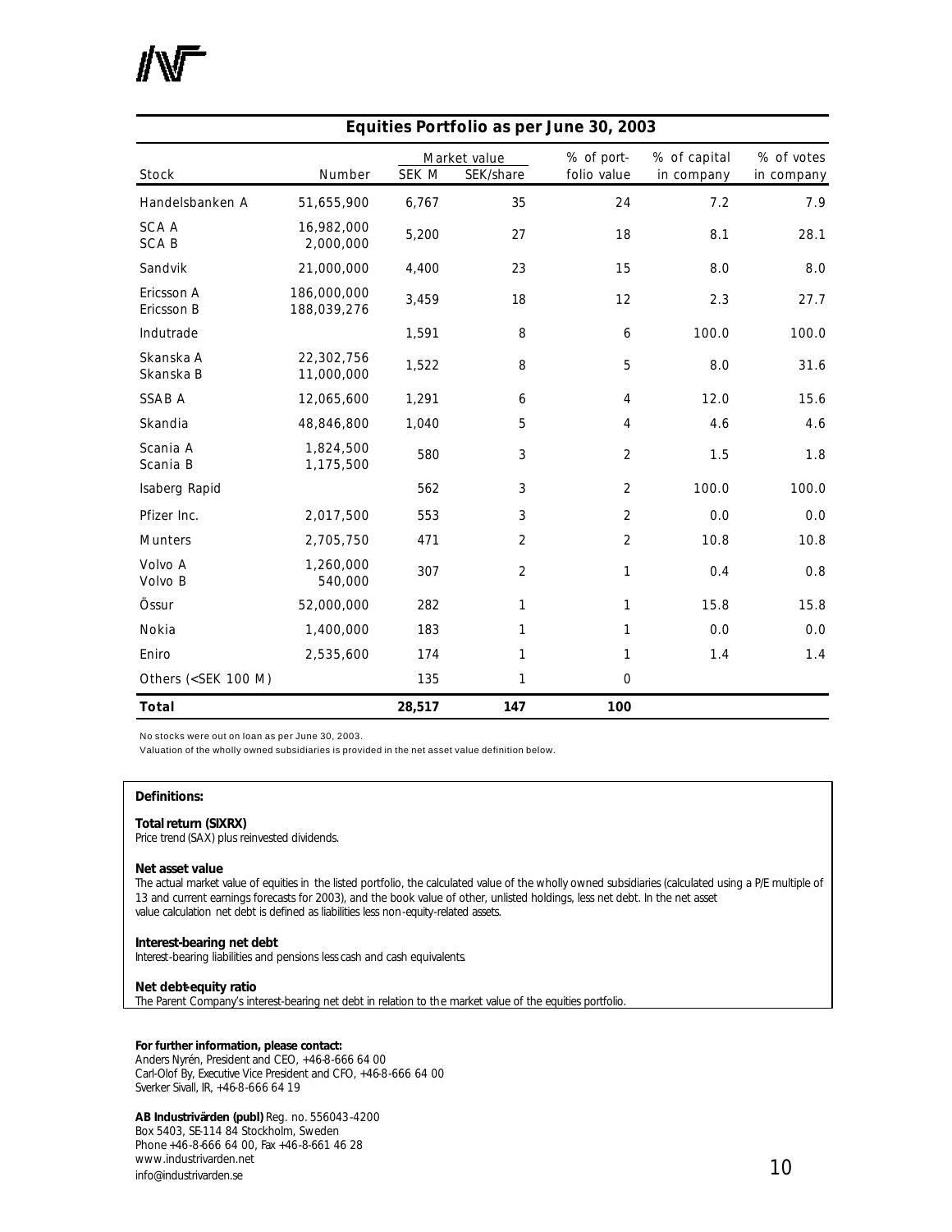## Equities Portfolio as per June 30, 2003

| Stock | Number | Market value SEK M | Market value SEK/share | % of portfolio value | % of capital in company | % of votes in company |
|---|---|---|---|---|---|---|
| Handelsbanken A | 51,655,900 | 6,767 | 35 | 24 | 7.2 | 7.9 |
| SCA A<br>SCA B | 16,982,000<br>2,000,000 | 5,200 | 27 | 18 | 8.1 | 28.1 |
| Sandvik | 21,000,000 | 4,400 | 23 | 15 | 8.0 | 8.0 |
| Ericsson A<br>Ericsson B | 186,000,000<br>188,039,276 | 3,459 | 18 | 12 | 2.3 | 27.7 |
| Indutrade | | 1,591 | 8 | 6 | 100.0 | 100.0 |
| Skanska A<br>Skanska B | 22,302,756<br>11,000,000 | 1,522 | 8 | 5 | 8.0 | 31.6 |
| SSAB A | 12,065,600 | 1,291 | 6 | 4 | 12.0 | 15.6 |
| Skandia | 48,846,800 | 1,040 | 5 | 4 | 4.6 | 4.6 |
| Scania A<br>Scania B | 1,824,500<br>1,175,500 | 580 | 3 | 2 | 1.5 | 1.8 |
| Isaberg Rapid | | 562 | 3 | 2 | 100.0 | 100.0 |
| Pfizer Inc. | 2,017,500 | 553 | 3 | 2 | 0.0 | 0.0 |
| Munters | 2,705,750 | 471 | 2 | 2 | 10.8 | 10.8 |
| Volvo A<br>Volvo B | 1,260,000<br>540,000 | 307 | 2 | 1 | 0.4 | 0.8 |
| Össur | 52,000,000 | 282 | 1 | 1 | 15.8 | 15.8 |
| Nokia | 1,400,000 | 183 | 1 | 1 | 0.0 | 0.0 |
| Eniro | 2,535,600 | 174 | 1 | 1 | 1.4 | 1.4 |
| Others (<SEK 100 M) | | 135 | 1 | 0 | | |
| **Total** | | **28,517** | **147** | **100** | | |

No stocks were out on loan as per June 30, 2003.

Valuation of the wholly owned subsidiaries is provided in the net asset value definition below.

**Definitions:**

**Total return (SIXRX)**
Price trend (SAX) plus reinvested dividends.

**Net asset value**
The actual market value of equities in the listed portfolio, the calculated value of the wholly owned subsidiaries (calculated using a P/E multiple of 13 and current earnings forecasts for 2003), and the book value of other, unlisted holdings, less net debt. In the net asset value calculation net debt is defined as liabilities less non-equity-related assets.

**Interest-bearing net debt**
Interest-bearing liabilities and pensions less cash and cash equivalents.

**Net debt-equity ratio**
The Parent Company's interest-bearing net debt in relation to the market value of the equities portfolio.

**For further information, please contact:**
Anders Nyrén, President and CEO, +46-8-666 64 00
Carl-Olof By, Executive Vice President and CFO, +46-8-666 64 00
Sverker Sivall, IR, +46-8-666 64 19

**AB Industrivärden (publ)** Reg. no. 556043-4200
Box 5403, SE-114 84 Stockholm, Sweden
Phone +46-8-666 64 00, Fax +46-8-661 46 28
www.industrivarden.net
info@industrivarden.se